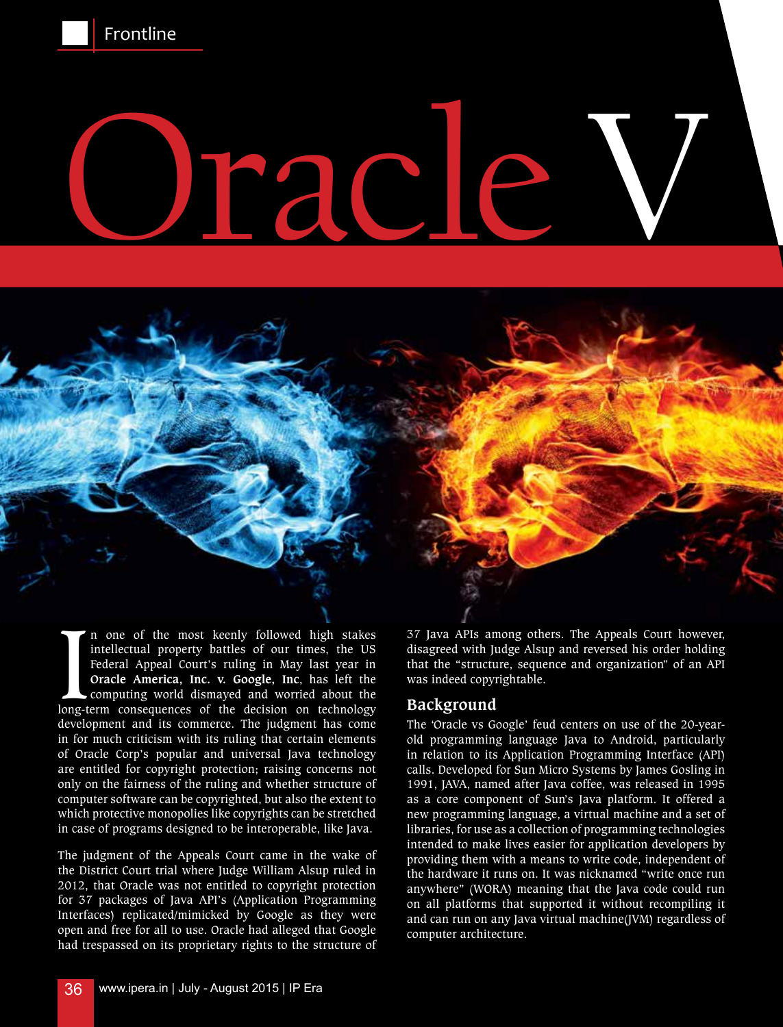# Oracle V

In one of the most keenly followed high stakes intellectual property battles of our times, the US Federal Appeal Court's ruling in May last year in **Oracle America, Inc. v. Google, Inc**, has left the computing world dismayed and worried about the long-term consequences of the decision on technology development and its commerce. The judgment has come in for much criticism with its ruling that certain elements of Oracle Corp's popular and universal Java technology are entitled for copyright protection; raising concerns not only on the fairness of the ruling and whether structure of computer software can be copyrighted, but also the extent to which protective monopolies like copyrights can be stretched in case of programs designed to be interoperable, like Java.

The judgment of the Appeals Court came in the wake of the District Court trial where Judge William Alsup ruled in 2012, that Oracle was not entitled to copyright protection for 37 packages of Java API's (Application Programming Interfaces) replicated/mimicked by Google as they were open and free for all to use. Oracle had alleged that Google had trespassed on its proprietary rights to the structure of 37 Java APIs among others. The Appeals Court however, disagreed with Judge Alsup and reversed his order holding that the "structure, sequence and organization" of an API was indeed copyrightable.

## Background

The 'Oracle vs Google' feud centers on use of the 20-year-old programming language Java to Android, particularly in relation to its Application Programming Interface (API) calls. Developed for Sun Micro Systems by James Gosling in 1991, JAVA, named after Java coffee, was released in 1995 as a core component of Sun's Java platform. It offered a new programming language, a virtual machine and a set of libraries, for use as a collection of programming technologies intended to make lives easier for application developers by providing them with a means to write code, independent of the hardware it runs on. It was nicknamed "write once run anywhere" (WORA) meaning that the Java code could run on all platforms that supported it without recompiling it and can run on any Java virtual machine(JVM) regardless of computer architecture.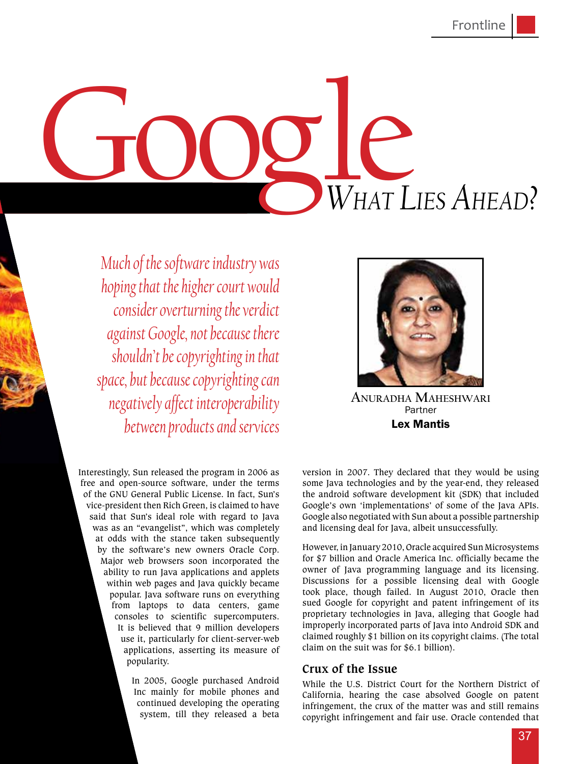# Google — What Lies Ahead?

*Much of the software industry was hoping that the higher court would consider overturning the verdict against Google, not because there shouldn't be copyrighting in that space, but because copyrighting can negatively affect interoperability between products and services*

**Anuradha Maheshwari**
Partner
**Lex Mantis**

Interestingly, Sun released the program in 2006 as free and open-source software, under the terms of the GNU General Public License. In fact, Sun's vice-president then Rich Green, is claimed to have said that Sun's ideal role with regard to Java was as an "evangelist", which was completely at odds with the stance taken subsequently by the software's new owners Oracle Corp. Major web browsers soon incorporated the ability to run Java applications and applets within web pages and Java quickly became popular. Java software runs on everything from laptops to data centers, game consoles to scientific supercomputers. It is believed that 9 million developers use it, particularly for client-server-web applications, asserting its measure of popularity.

In 2005, Google purchased Android Inc mainly for mobile phones and continued developing the operating system, till they released a beta version in 2007. They declared that they would be using some Java technologies and by the year-end, they released the android software development kit (SDK) that included Google's own 'implementations' of some of the Java APIs. Google also negotiated with Sun about a possible partnership and licensing deal for Java, albeit unsuccessfully.

However, in January 2010, Oracle acquired Sun Microsystems for $7 billion and Oracle America Inc. officially became the owner of Java programming language and its licensing. Discussions for a possible licensing deal with Google took place, though failed. In August 2010, Oracle then sued Google for copyright and patent infringement of its proprietary technologies in Java, alleging that Google had improperly incorporated parts of Java into Android SDK and claimed roughly $1 billion on its copyright claims. (The total claim on the suit was for $6.1 billion).

## Crux of the Issue

While the U.S. District Court for the Northern District of California, hearing the case absolved Google on patent infringement, the crux of the matter was and still remains copyright infringement and fair use. Oracle contended that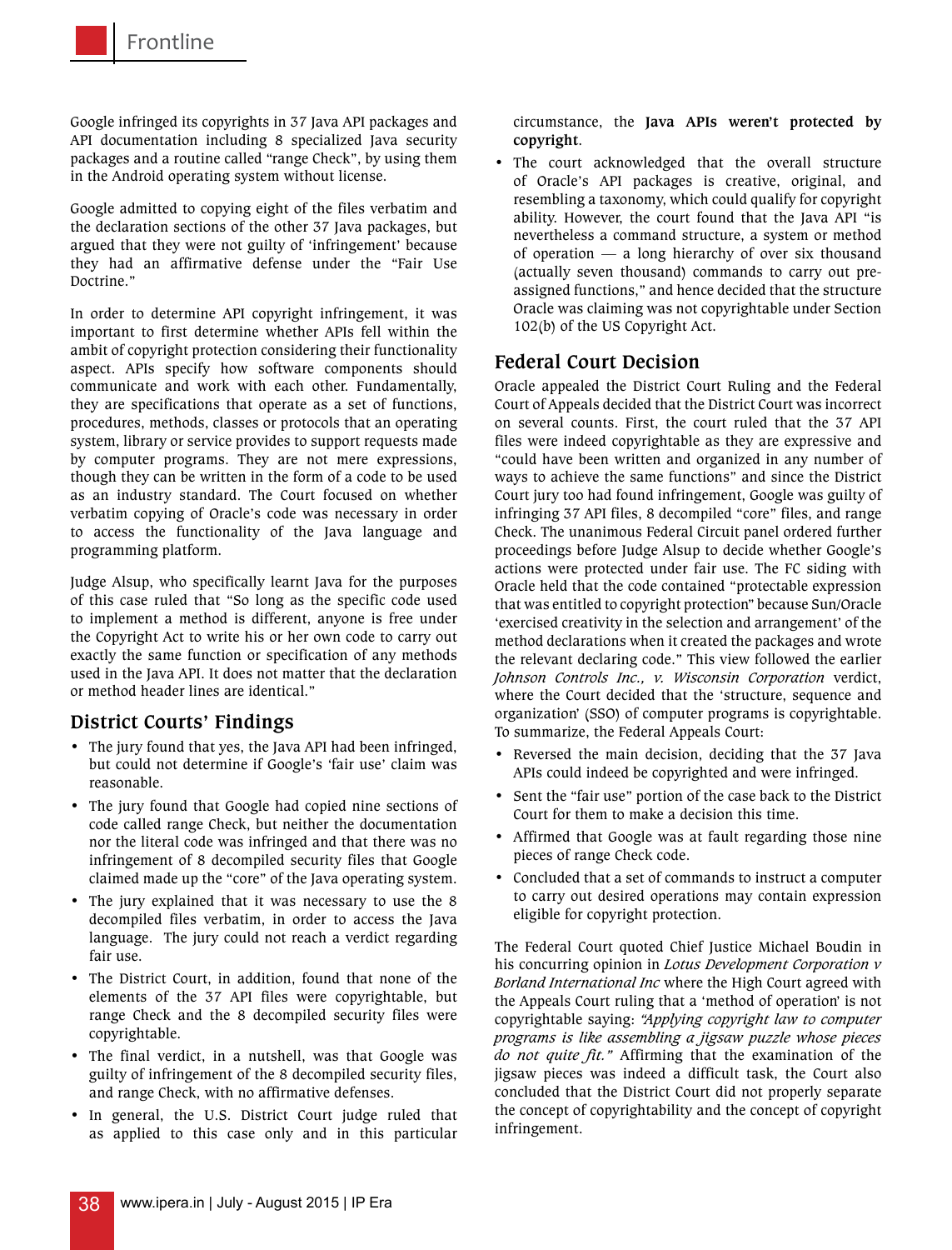Google infringed its copyrights in 37 Java API packages and API documentation including 8 specialized Java security packages and a routine called "range Check", by using them in the Android operating system without license.

Google admitted to copying eight of the files verbatim and the declaration sections of the other 37 Java packages, but argued that they were not guilty of 'infringement' because they had an affirmative defense under the "Fair Use Doctrine."

In order to determine API copyright infringement, it was important to first determine whether APIs fell within the ambit of copyright protection considering their functionality aspect. APIs specify how software components should communicate and work with each other. Fundamentally, they are specifications that operate as a set of functions, procedures, methods, classes or protocols that an operating system, library or service provides to support requests made by computer programs. They are not mere expressions, though they can be written in the form of a code to be used as an industry standard. The Court focused on whether verbatim copying of Oracle's code was necessary in order to access the functionality of the Java language and programming platform.

Judge Alsup, who specifically learnt Java for the purposes of this case ruled that "So long as the specific code used to implement a method is different, anyone is free under the Copyright Act to write his or her own code to carry out exactly the same function or specification of any methods used in the Java API. It does not matter that the declaration or method header lines are identical."

## District Courts' Findings

- The jury found that yes, the Java API had been infringed, but could not determine if Google's 'fair use' claim was reasonable.
- The jury found that Google had copied nine sections of code called range Check, but neither the documentation nor the literal code was infringed and that there was no infringement of 8 decompiled security files that Google claimed made up the "core" of the Java operating system.
- The jury explained that it was necessary to use the 8 decompiled files verbatim, in order to access the Java language. The jury could not reach a verdict regarding fair use.
- The District Court, in addition, found that none of the elements of the 37 API files were copyrightable, but range Check and the 8 decompiled security files were copyrightable.
- The final verdict, in a nutshell, was that Google was guilty of infringement of the 8 decompiled security files, and range Check, with no affirmative defenses.
- In general, the U.S. District Court judge ruled that as applied to this case only and in this particular circumstance, the **Java APIs weren't protected by copyright**.
- The court acknowledged that the overall structure of Oracle's API packages is creative, original, and resembling a taxonomy, which could qualify for copyright ability. However, the court found that the Java API "is nevertheless a command structure, a system or method of operation — a long hierarchy of over six thousand (actually seven thousand) commands to carry out pre-assigned functions," and hence decided that the structure Oracle was claiming was not copyrightable under Section 102(b) of the US Copyright Act.

## Federal Court Decision

Oracle appealed the District Court Ruling and the Federal Court of Appeals decided that the District Court was incorrect on several counts. First, the court ruled that the 37 API files were indeed copyrightable as they are expressive and "could have been written and organized in any number of ways to achieve the same functions" and since the District Court jury too had found infringement, Google was guilty of infringing 37 API files, 8 decompiled "core" files, and range Check. The unanimous Federal Circuit panel ordered further proceedings before Judge Alsup to decide whether Google's actions were protected under fair use. The FC siding with Oracle held that the code contained "protectable expression that was entitled to copyright protection" because Sun/Oracle 'exercised creativity in the selection and arrangement' of the method declarations when it created the packages and wrote the relevant declaring code." This view followed the earlier *Johnson Controls Inc., v. Wisconsin Corporation* verdict, where the Court decided that the 'structure, sequence and organization' (SSO) of computer programs is copyrightable. To summarize, the Federal Appeals Court:

- Reversed the main decision, deciding that the 37 Java APIs could indeed be copyrighted and were infringed.
- Sent the "fair use" portion of the case back to the District Court for them to make a decision this time.
- Affirmed that Google was at fault regarding those nine pieces of range Check code.
- Concluded that a set of commands to instruct a computer to carry out desired operations may contain expression eligible for copyright protection.

The Federal Court quoted Chief Justice Michael Boudin in his concurring opinion in *Lotus Development Corporation v Borland International Inc* where the High Court agreed with the Appeals Court ruling that a 'method of operation' is not copyrightable saying: *"Applying copyright law to computer programs is like assembling a jigsaw puzzle whose pieces do not quite fit."* Affirming that the examination of the jigsaw pieces was indeed a difficult task, the Court also concluded that the District Court did not properly separate the concept of copyrightability and the concept of copyright infringement.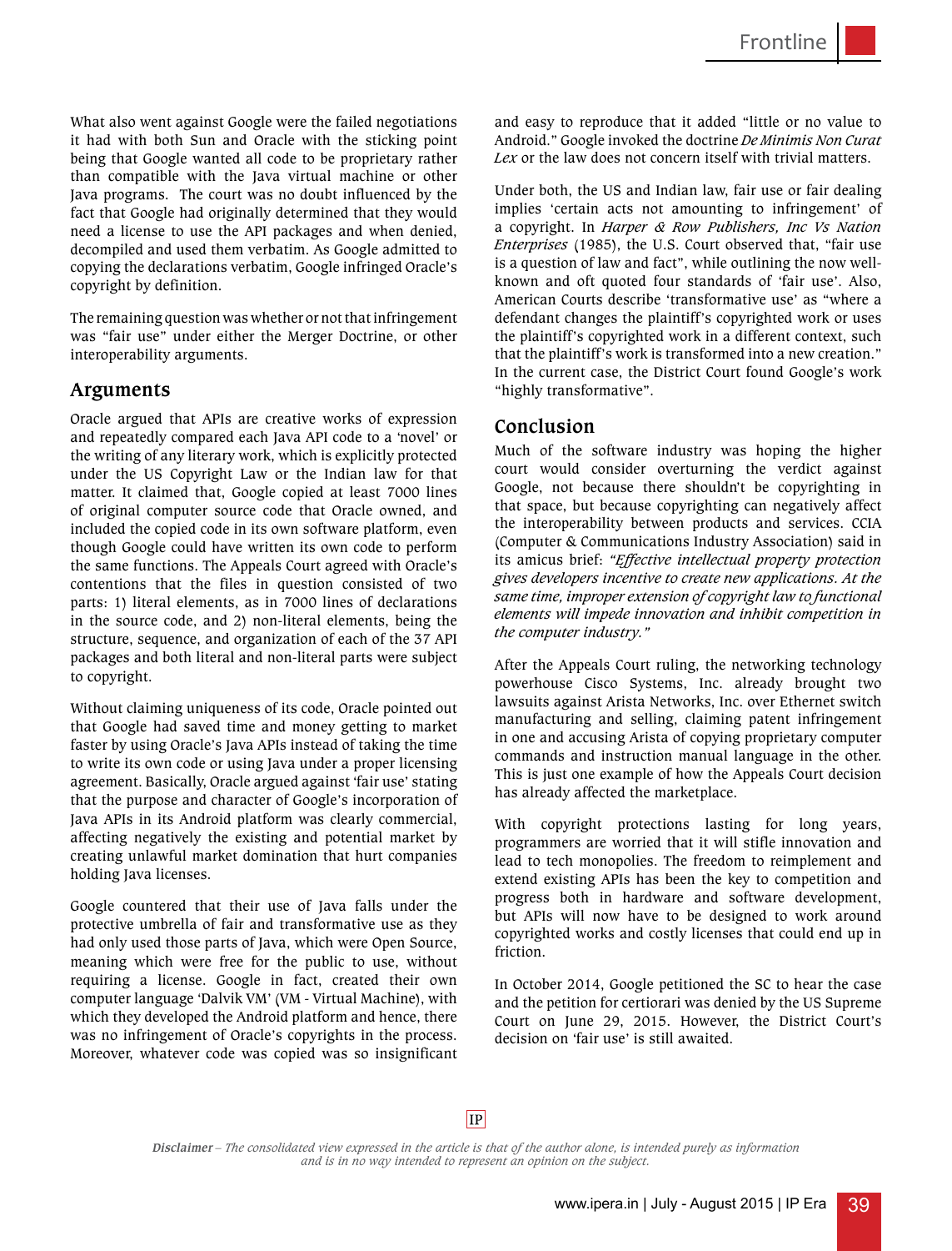What also went against Google were the failed negotiations it had with both Sun and Oracle with the sticking point being that Google wanted all code to be proprietary rather than compatible with the Java virtual machine or other Java programs. The court was no doubt influenced by the fact that Google had originally determined that they would need a license to use the API packages and when denied, decompiled and used them verbatim. As Google admitted to copying the declarations verbatim, Google infringed Oracle's copyright by definition.

The remaining question was whether or not that infringement was "fair use" under either the Merger Doctrine, or other interoperability arguments.

## Arguments

Oracle argued that APIs are creative works of expression and repeatedly compared each Java API code to a 'novel' or the writing of any literary work, which is explicitly protected under the US Copyright Law or the Indian law for that matter. It claimed that, Google copied at least 7000 lines of original computer source code that Oracle owned, and included the copied code in its own software platform, even though Google could have written its own code to perform the same functions. The Appeals Court agreed with Oracle's contentions that the files in question consisted of two parts: 1) literal elements, as in 7000 lines of declarations in the source code, and 2) non-literal elements, being the structure, sequence, and organization of each of the 37 API packages and both literal and non-literal parts were subject to copyright.

Without claiming uniqueness of its code, Oracle pointed out that Google had saved time and money getting to market faster by using Oracle's Java APIs instead of taking the time to write its own code or using Java under a proper licensing agreement. Basically, Oracle argued against 'fair use' stating that the purpose and character of Google's incorporation of Java APIs in its Android platform was clearly commercial, affecting negatively the existing and potential market by creating unlawful market domination that hurt companies holding Java licenses.

Google countered that their use of Java falls under the protective umbrella of fair and transformative use as they had only used those parts of Java, which were Open Source, meaning which were free for the public to use, without requiring a license. Google in fact, created their own computer language 'Dalvik VM' (VM - Virtual Machine), with which they developed the Android platform and hence, there was no infringement of Oracle's copyrights in the process. Moreover, whatever code was copied was so insignificant and easy to reproduce that it added "little or no value to Android." Google invoked the doctrine *De Minimis Non Curat Lex* or the law does not concern itself with trivial matters.

Under both, the US and Indian law, fair use or fair dealing implies 'certain acts not amounting to infringement' of a copyright. In *Harper & Row Publishers, Inc Vs Nation Enterprises* (1985), the U.S. Court observed that, "fair use is a question of law and fact", while outlining the now well-known and oft quoted four standards of 'fair use'. Also, American Courts describe 'transformative use' as "where a defendant changes the plaintiff's copyrighted work or uses the plaintiff's copyrighted work in a different context, such that the plaintiff's work is transformed into a new creation." In the current case, the District Court found Google's work "highly transformative".

## Conclusion

Much of the software industry was hoping the higher court would consider overturning the verdict against Google, not because there shouldn't be copyrighting in that space, but because copyrighting can negatively affect the interoperability between products and services. CCIA (Computer & Communications Industry Association) said in its amicus brief: *"Effective intellectual property protection gives developers incentive to create new applications. At the same time, improper extension of copyright law to functional elements will impede innovation and inhibit competition in the computer industry."*

After the Appeals Court ruling, the networking technology powerhouse Cisco Systems, Inc. already brought two lawsuits against Arista Networks, Inc. over Ethernet switch manufacturing and selling, claiming patent infringement in one and accusing Arista of copying proprietary computer commands and instruction manual language in the other. This is just one example of how the Appeals Court decision has already affected the marketplace.

With copyright protections lasting for long years, programmers are worried that it will stifle innovation and lead to tech monopolies. The freedom to reimplement and extend existing APIs has been the key to competition and progress both in hardware and software development, but APIs will now have to be designed to work around copyrighted works and costly licenses that could end up in friction.

In October 2014, Google petitioned the SC to hear the case and the petition for certiorari was denied by the US Supreme Court on June 29, 2015. However, the District Court's decision on 'fair use' is still awaited.

IP

*Disclaimer – The consolidated view expressed in the article is that of the author alone, is intended purely as information and is in no way intended to represent an opinion on the subject.*